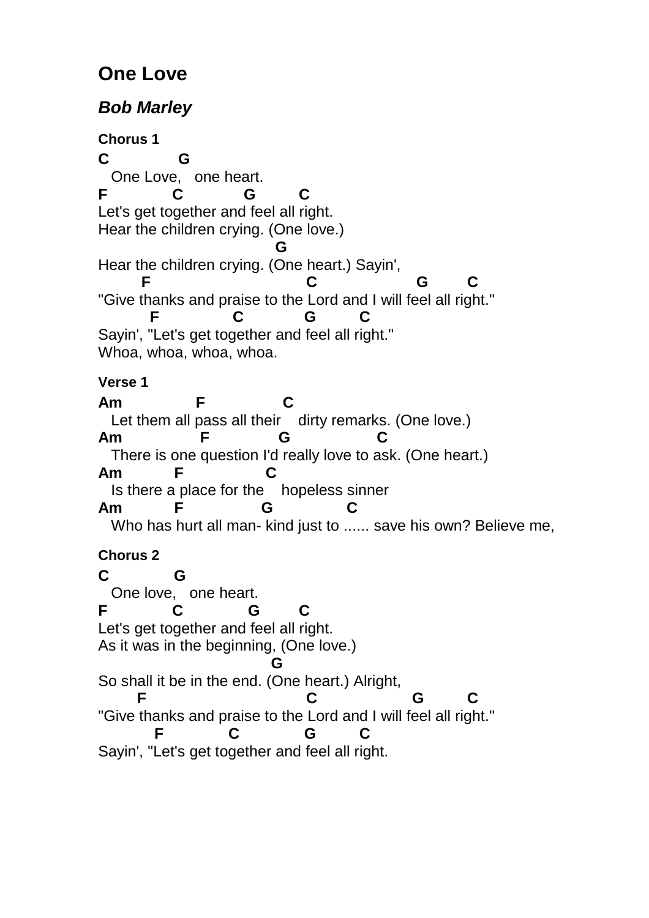# One Love

## *Bob Marley*

**Chorus 1**

```
C              G
   One Love,   one heart.
F             C            G        C
Let's get together and feel all right.
Hear the children crying. (One love.)
                                  G
Hear the children crying. (One heart.) Sayin',
        F                              C                    G       C
"Give thanks and praise to the Lord and I will feel all right."
          F                C             G         C
Sayin', "Let's get together and feel all right."
Whoa, whoa, whoa, whoa.
```

**Verse 1**

```
Am               F                C
   Let them all pass all their    dirty remarks. (One love.)
Am                F              G                  C
   There is one question I'd really love to ask. (One heart.)
Am           F                 C
   Is there a place for the    hopeless sinner
Am           F               G              C
   Who has hurt all man- kind just to ...... save his own? Believe me,
```

**Chorus 2**

```
C            G
   One love,   one heart.
F             C             G       C
Let's get together and feel all right.
As it was in the beginning, (One love.)
                                 G
So shall it be in the end. (One heart.) Alright,
       F                               C                   G        C
"Give thanks and praise to the Lord and I will feel all right."
           F             C              G         C
Sayin', "Let's get together and feel all right.
```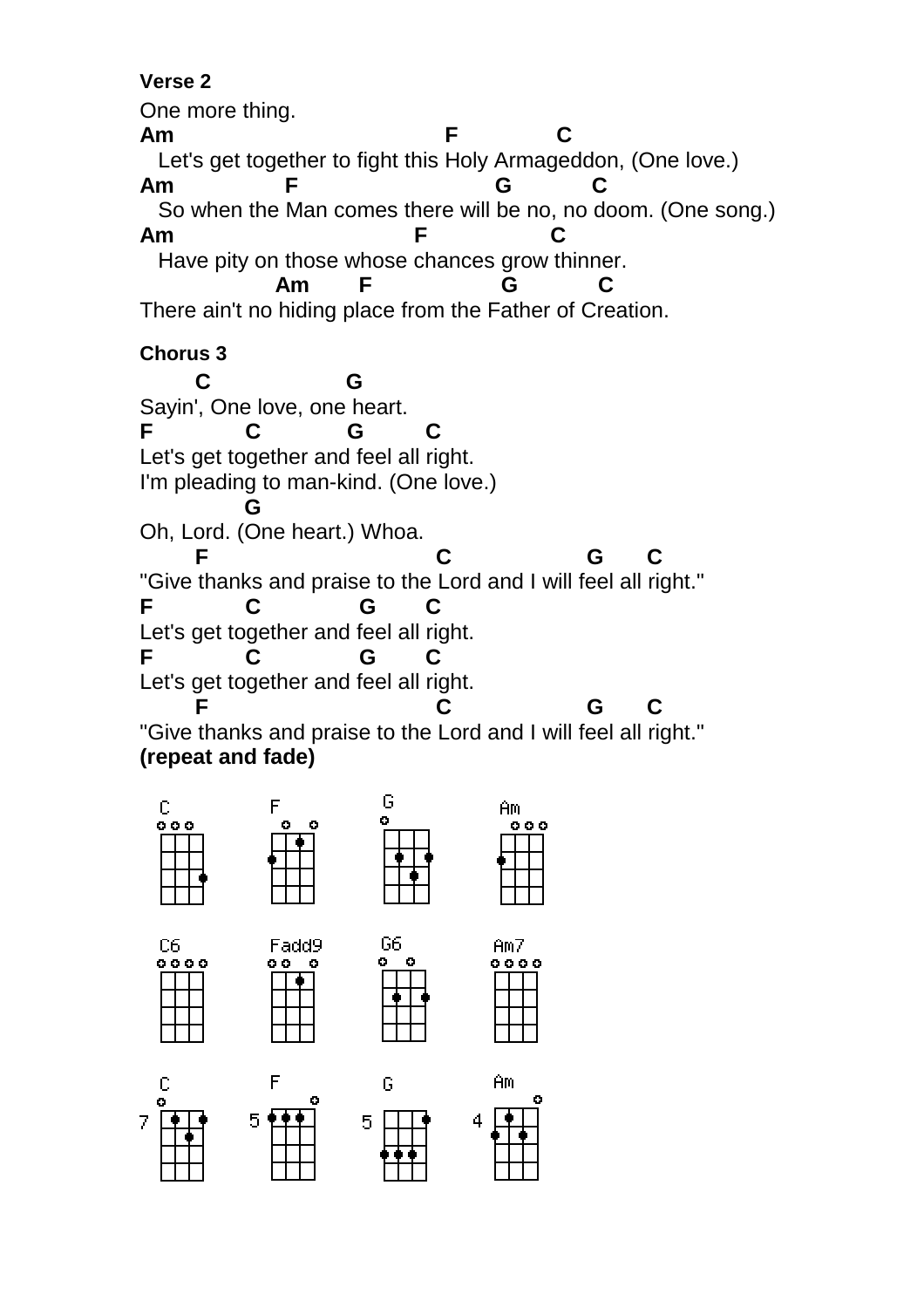**Verse 2**

One more thing.

```
Am                                F           C
   Let's get together to fight this Holy Armageddon, (One love.)
Am             F                       G          C
   So when the Man comes there will be no, no doom. (One song.)
Am                           F               C
   Have pity on those whose chances grow thinner.
               Am        F              G          C
There ain't no hiding place from the Father of Creation.
```

**Chorus 3**

```
      C                  G
Sayin', One love, one heart.
F           C           G        C
Let's get together and feel all right.
I'm pleading to man-kind. (One love.)
           G
Oh, Lord. (One heart.) Whoa.
      F                          C                G      C
"Give thanks and praise to the Lord and I will feel all right."
F           C             G      C
Let's get together and feel all right.
F           C             G      C
Let's get together and feel all right.
      F                          C                G      C
"Give thanks and praise to the Lord and I will feel all right."
```

**(repeat and fade)**

C F G Am

C6 Fadd9 G6 Am7

C F G Am

7 5 5 4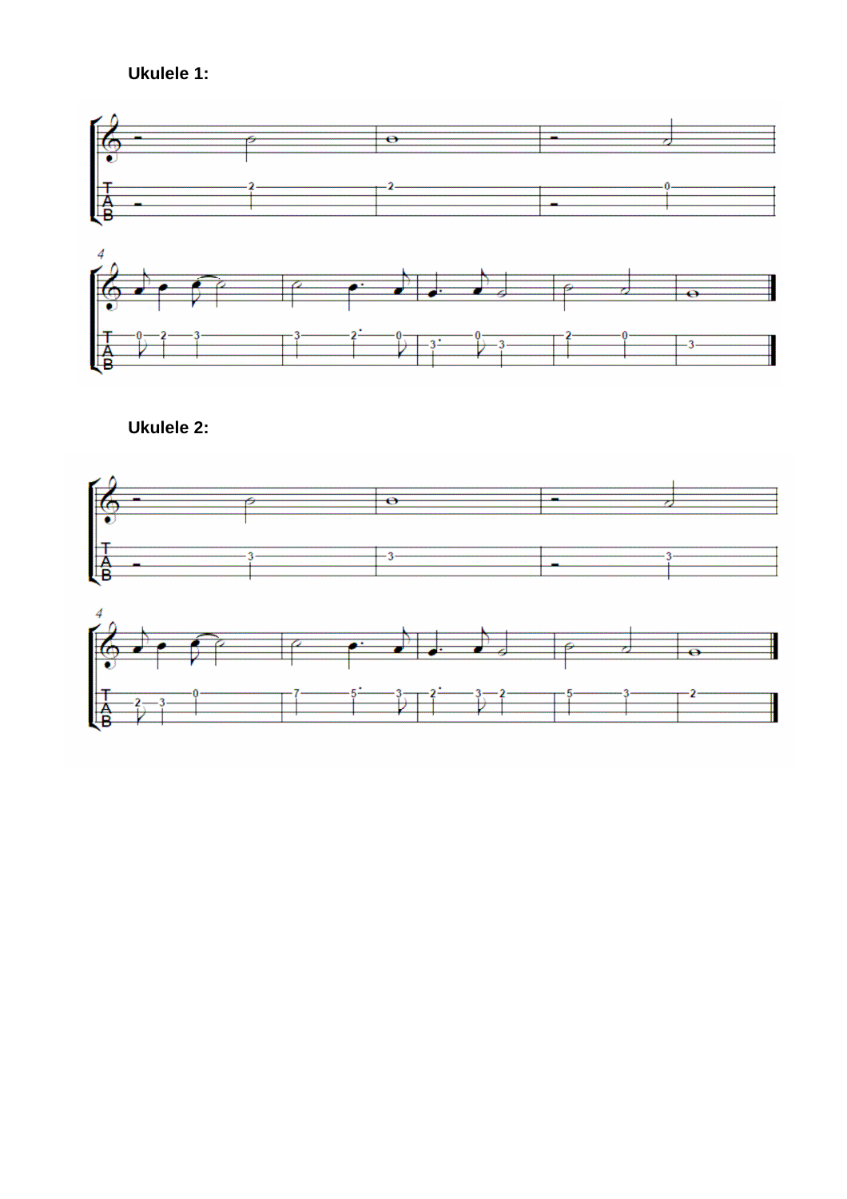**Ukulele 1:**

**Ukulele 2:**